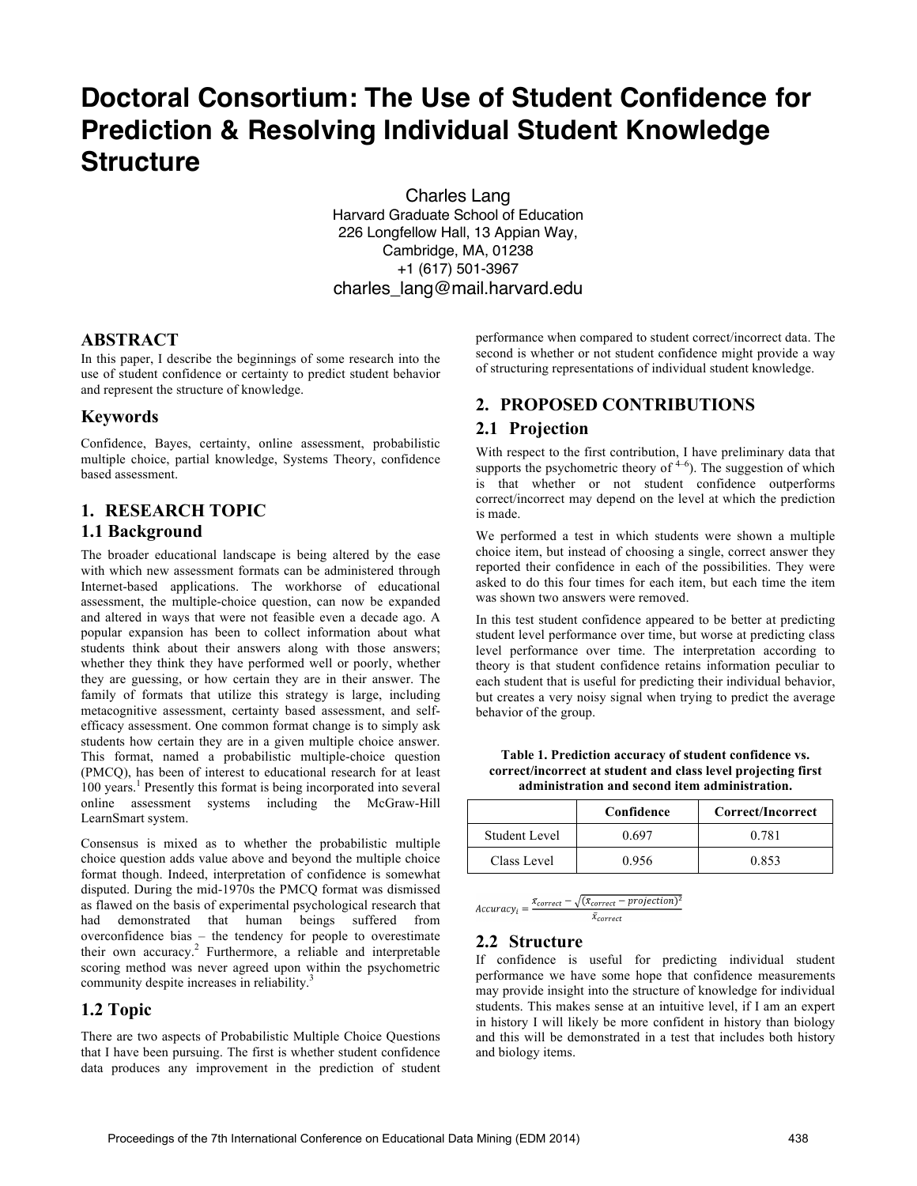# Doctoral Consortium: The Use of Student Confidence for Prediction & Resolving Individual Student Knowledge Structure

Charles Lang
Harvard Graduate School of Education
226 Longfellow Hall, 13 Appian Way,
Cambridge, MA, 01238
+1 (617) 501-3967
charles_lang@mail.harvard.edu

## ABSTRACT

In this paper, I describe the beginnings of some research into the use of student confidence or certainty to predict student behavior and represent the structure of knowledge.

### Keywords

Confidence, Bayes, certainty, online assessment, probabilistic multiple choice, partial knowledge, Systems Theory, confidence based assessment.

## 1. RESEARCH TOPIC

### 1.1 Background

The broader educational landscape is being altered by the ease with which new assessment formats can be administered through Internet-based applications. The workhorse of educational assessment, the multiple-choice question, can now be expanded and altered in ways that were not feasible even a decade ago. A popular expansion has been to collect information about what students think about their answers along with those answers; whether they think they have performed well or poorly, whether they are guessing, or how certain they are in their answer. The family of formats that utilize this strategy is large, including metacognitive assessment, certainty based assessment, and self-efficacy assessment. One common format change is to simply ask students how certain they are in a given multiple choice answer. This format, named a probabilistic multiple-choice question (PMCQ), has been of interest to educational research for at least 100 years.[1] Presently this format is being incorporated into several online assessment systems including the McGraw-Hill LearnSmart system.

Consensus is mixed as to whether the probabilistic multiple choice question adds value above and beyond the multiple choice format though. Indeed, interpretation of confidence is somewhat disputed. During the mid-1970s the PMCQ format was dismissed as flawed on the basis of experimental psychological research that had demonstrated that human beings suffered from overconfidence bias – the tendency for people to overestimate their own accuracy.[2] Furthermore, a reliable and interpretable scoring method was never agreed upon within the psychometric community despite increases in reliability.[3]

### 1.2 Topic

There are two aspects of Probabilistic Multiple Choice Questions that I have been pursuing. The first is whether student confidence data produces any improvement in the prediction of student performance when compared to student correct/incorrect data. The second is whether or not student confidence might provide a way of structuring representations of individual student knowledge.

## 2. PROPOSED CONTRIBUTIONS

### 2.1 Projection

With respect to the first contribution, I have preliminary data that supports the psychometric theory of [4–6]). The suggestion of which is that whether or not student confidence outperforms correct/incorrect may depend on the level at which the prediction is made.

We performed a test in which students were shown a multiple choice item, but instead of choosing a single, correct answer they reported their confidence in each of the possibilities. They were asked to do this four times for each item, but each time the item was shown two answers were removed.

In this test student confidence appeared to be better at predicting student level performance over time, but worse at predicting class level performance over time. The interpretation according to theory is that student confidence retains information peculiar to each student that is useful for predicting their individual behavior, but creates a very noisy signal when trying to predict the average behavior of the group.

**Table 1. Prediction accuracy of student confidence vs. correct/incorrect at student and class level projecting first administration and second item administration.**

| | Confidence | Correct/Incorrect |
|---|---|---|
| Student Level | 0.697 | 0.781 |
| Class Level | 0.956 | 0.853 |

$$Accuracy_i = \frac{\bar{x}_{correct} - \sqrt{(\bar{x}_{correct} - projection)^2}}{\bar{x}_{correct}}$$

### 2.2 Structure

If confidence is useful for predicting individual student performance we have some hope that confidence measurements may provide insight into the structure of knowledge for individual students. This makes sense at an intuitive level, if I am an expert in history I will likely be more confident in history than biology and this will be demonstrated in a test that includes both history and biology items.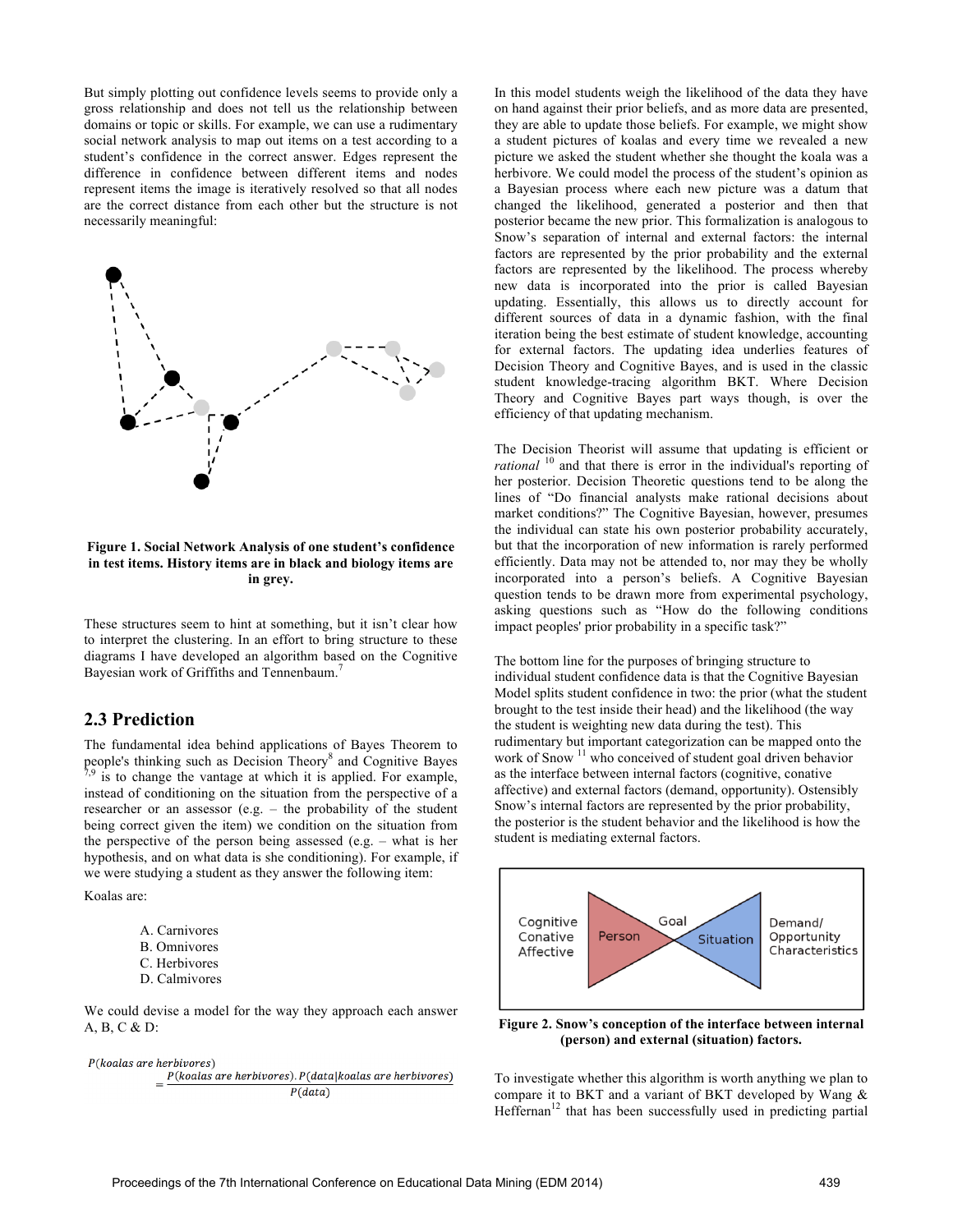But simply plotting out confidence levels seems to provide only a gross relationship and does not tell us the relationship between domains or topic or skills. For example, we can use a rudimentary social network analysis to map out items on a test according to a student's confidence in the correct answer. Edges represent the difference in confidence between different items and nodes represent items the image is iteratively resolved so that all nodes are the correct distance from each other but the structure is not necessarily meaningful:

**Figure 1. Social Network Analysis of one student's confidence in test items. History items are in black and biology items are in grey.**

These structures seem to hint at something, but it isn't clear how to interpret the clustering. In an effort to bring structure to these diagrams I have developed an algorithm based on the Cognitive Bayesian work of Griffiths and Tennenbaum.[7]

## 2.3 Prediction

The fundamental idea behind applications of Bayes Theorem to people's thinking such as Decision Theory[8] and Cognitive Bayes[7,9] is to change the vantage at which it is applied. For example, instead of conditioning on the situation from the perspective of a researcher or an assessor (e.g. – the probability of the student being correct given the item) we condition on the situation from the perspective of the person being assessed (e.g. – what is her hypothesis, and on what data is she conditioning). For example, if we were studying a student as they answer the following item:

Koalas are:

A. Carnivores
B. Omnivores
C. Herbivores
D. Calmivores

We could devise a model for the way they approach each answer A, B, C & D:

$$P(\textit{koalas are herbivores}) = \frac{P(\textit{koalas are herbivores}).P(\textit{data}|\textit{koalas are herbivores})}{P(\textit{data})}$$

In this model students weigh the likelihood of the data they have on hand against their prior beliefs, and as more data are presented, they are able to update those beliefs. For example, we might show a student pictures of koalas and every time we revealed a new picture we asked the student whether she thought the koala was a herbivore. We could model the process of the student's opinion as a Bayesian process where each new picture was a datum that changed the likelihood, generated a posterior and then that posterior became the new prior. This formalization is analogous to Snow's separation of internal and external factors: the internal factors are represented by the prior probability and the external factors are represented by the likelihood. The process whereby new data is incorporated into the prior is called Bayesian updating. Essentially, this allows us to directly account for different sources of data in a dynamic fashion, with the final iteration being the best estimate of student knowledge, accounting for external factors. The updating idea underlies features of Decision Theory and Cognitive Bayes, and is used in the classic student knowledge-tracing algorithm BKT. Where Decision Theory and Cognitive Bayes part ways though, is over the efficiency of that updating mechanism.

The Decision Theorist will assume that updating is efficient or *rational*[10] and that there is error in the individual's reporting of her posterior. Decision Theoretic questions tend to be along the lines of "Do financial analysts make rational decisions about market conditions?" The Cognitive Bayesian, however, presumes the individual can state his own posterior probability accurately, but that the incorporation of new information is rarely performed efficiently. Data may not be attended to, nor may they be wholly incorporated into a person's beliefs. A Cognitive Bayesian question tends to be drawn more from experimental psychology, asking questions such as "How do the following conditions impact peoples' prior probability in a specific task?"

The bottom line for the purposes of bringing structure to individual student confidence data is that the Cognitive Bayesian Model splits student confidence in two: the prior (what the student brought to the test inside their head) and the likelihood (the way the student is weighting new data during the test). This rudimentary but important categorization can be mapped onto the work of Snow[11] who conceived of student goal driven behavior as the interface between internal factors (cognitive, conative affective) and external factors (demand, opportunity). Ostensibly Snow's internal factors are represented by the prior probability, the posterior is the student behavior and the likelihood is how the student is mediating external factors.

**Figure 2. Snow's conception of the interface between internal (person) and external (situation) factors.**

To investigate whether this algorithm is worth anything we plan to compare it to BKT and a variant of BKT developed by Wang & Heffernan[12] that has been successfully used in predicting partial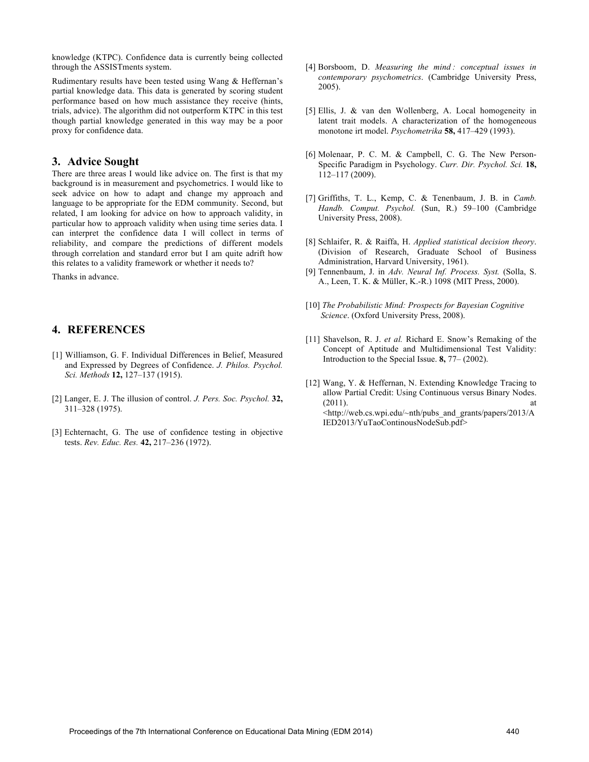knowledge (KTPC). Confidence data is currently being collected through the ASSISTments system.

Rudimentary results have been tested using Wang & Heffernan's partial knowledge data. This data is generated by scoring student performance based on how much assistance they receive (hints, trials, advice). The algorithm did not outperform KTPC in this test though partial knowledge generated in this way may be a poor proxy for confidence data.

## 3. Advice Sought

There are three areas I would like advice on. The first is that my background is in measurement and psychometrics. I would like to seek advice on how to adapt and change my approach and language to be appropriate for the EDM community. Second, but related, I am looking for advice on how to approach validity, in particular how to approach validity when using time series data. I can interpret the confidence data I will collect in terms of reliability, and compare the predictions of different models through correlation and standard error but I am quite adrift how this relates to a validity framework or whether it needs to?

Thanks in advance.

## 4. REFERENCES

[1] Williamson, G. F. Individual Differences in Belief, Measured and Expressed by Degrees of Confidence. *J. Philos. Psychol. Sci. Methods* **12,** 127–137 (1915).

[2] Langer, E. J. The illusion of control. *J. Pers. Soc. Psychol.* **32,** 311–328 (1975).

[3] Echternacht, G. The use of confidence testing in objective tests. *Rev. Educ. Res.* **42,** 217–236 (1972).

[4] Borsboom, D. *Measuring the mind : conceptual issues in contemporary psychometrics*. (Cambridge University Press, 2005).

[5] Ellis, J. & van den Wollenberg, A. Local homogeneity in latent trait models. A characterization of the homogeneous monotone irt model. *Psychometrika* **58,** 417–429 (1993).

[6] Molenaar, P. C. M. & Campbell, C. G. The New Person-Specific Paradigm in Psychology. *Curr. Dir. Psychol. Sci.* **18,** 112–117 (2009).

[7] Griffiths, T. L., Kemp, C. & Tenenbaum, J. B. in *Camb. Handb. Comput. Psychol.* (Sun, R.) 59–100 (Cambridge University Press, 2008).

[8] Schlaifer, R. & Raiffa, H. *Applied statistical decision theory*. (Division of Research, Graduate School of Business Administration, Harvard University, 1961).

[9] Tennenbaum, J. in *Adv. Neural Inf. Process. Syst.* (Solla, S. A., Leen, T. K. & Müller, K.-R.) 1098 (MIT Press, 2000).

[10] *The Probabilistic Mind: Prospects for Bayesian Cognitive Science*. (Oxford University Press, 2008).

[11] Shavelson, R. J. *et al.* Richard E. Snow's Remaking of the Concept of Aptitude and Multidimensional Test Validity: Introduction to the Special Issue. **8,** 77– (2002).

[12] Wang, Y. & Heffernan, N. Extending Knowledge Tracing to allow Partial Credit: Using Continuous versus Binary Nodes. (2011). at <http://web.cs.wpi.edu/~nth/pubs_and_grants/papers/2013/AIED2013/YuTaoContinousNodeSub.pdf>